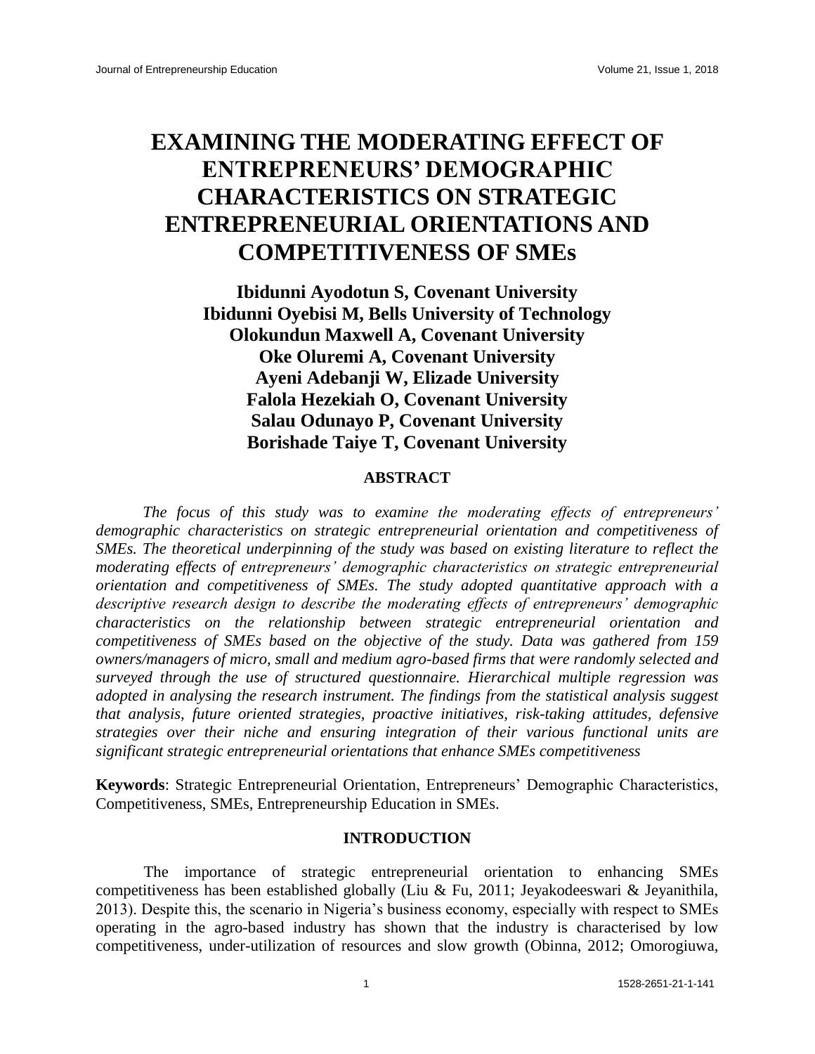# EXAMINING THE MODERATING EFFECT OF ENTREPRENEURS' DEMOGRAPHIC CHARACTERISTICS ON STRATEGIC ENTREPRENEURIAL ORIENTATIONS AND COMPETITIVENESS OF SMEs

**Ibidunni Ayodotun S, Covenant University**
**Ibidunni Oyebisi M, Bells University of Technology**
**Olokundun Maxwell A, Covenant University**
**Oke Oluremi A, Covenant University**
**Ayeni Adebanji W, Elizade University**
**Falola Hezekiah O, Covenant University**
**Salau Odunayo P, Covenant University**
**Borishade Taiye T, Covenant University**

## ABSTRACT

*The focus of this study was to examine the moderating effects of entrepreneurs' demographic characteristics on strategic entrepreneurial orientation and competitiveness of SMEs. The theoretical underpinning of the study was based on existing literature to reflect the moderating effects of entrepreneurs' demographic characteristics on strategic entrepreneurial orientation and competitiveness of SMEs. The study adopted quantitative approach with a descriptive research design to describe the moderating effects of entrepreneurs' demographic characteristics on the relationship between strategic entrepreneurial orientation and competitiveness of SMEs based on the objective of the study. Data was gathered from 159 owners/managers of micro, small and medium agro-based firms that were randomly selected and surveyed through the use of structured questionnaire. Hierarchical multiple regression was adopted in analysing the research instrument. The findings from the statistical analysis suggest that analysis, future oriented strategies, proactive initiatives, risk-taking attitudes, defensive strategies over their niche and ensuring integration of their various functional units are significant strategic entrepreneurial orientations that enhance SMEs competitiveness*

**Keywords**: Strategic Entrepreneurial Orientation, Entrepreneurs' Demographic Characteristics, Competitiveness, SMEs, Entrepreneurship Education in SMEs.

## INTRODUCTION

The importance of strategic entrepreneurial orientation to enhancing SMEs competitiveness has been established globally (Liu & Fu, 2011; Jeyakodeeswari & Jeyanithila, 2013). Despite this, the scenario in Nigeria's business economy, especially with respect to SMEs operating in the agro-based industry has shown that the industry is characterised by low competitiveness, under-utilization of resources and slow growth (Obinna, 2012; Omorogiuwa,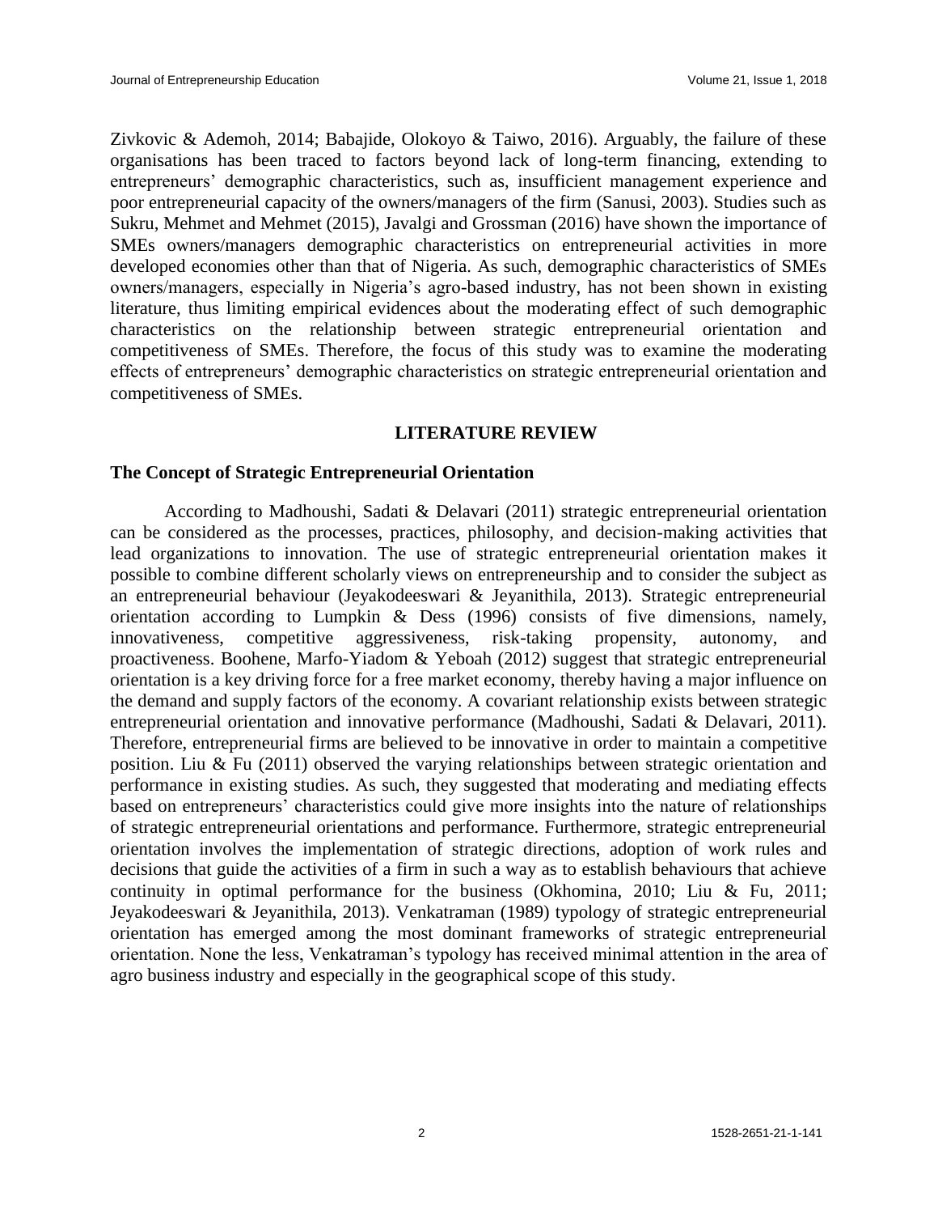Zivkovic & Ademoh, 2014; Babajide, Olokoyo & Taiwo, 2016). Arguably, the failure of these organisations has been traced to factors beyond lack of long-term financing, extending to entrepreneurs' demographic characteristics, such as, insufficient management experience and poor entrepreneurial capacity of the owners/managers of the firm (Sanusi, 2003). Studies such as Sukru, Mehmet and Mehmet (2015), Javalgi and Grossman (2016) have shown the importance of SMEs owners/managers demographic characteristics on entrepreneurial activities in more developed economies other than that of Nigeria. As such, demographic characteristics of SMEs owners/managers, especially in Nigeria's agro-based industry, has not been shown in existing literature, thus limiting empirical evidences about the moderating effect of such demographic characteristics on the relationship between strategic entrepreneurial orientation and competitiveness of SMEs. Therefore, the focus of this study was to examine the moderating effects of entrepreneurs' demographic characteristics on strategic entrepreneurial orientation and competitiveness of SMEs.

## LITERATURE REVIEW

### The Concept of Strategic Entrepreneurial Orientation

According to Madhoushi, Sadati & Delavari (2011) strategic entrepreneurial orientation can be considered as the processes, practices, philosophy, and decision-making activities that lead organizations to innovation. The use of strategic entrepreneurial orientation makes it possible to combine different scholarly views on entrepreneurship and to consider the subject as an entrepreneurial behaviour (Jeyakodeeswari & Jeyanithila, 2013). Strategic entrepreneurial orientation according to Lumpkin & Dess (1996) consists of five dimensions, namely, innovativeness, competitive aggressiveness, risk-taking propensity, autonomy, and proactiveness. Boohene, Marfo-Yiadom & Yeboah (2012) suggest that strategic entrepreneurial orientation is a key driving force for a free market economy, thereby having a major influence on the demand and supply factors of the economy. A covariant relationship exists between strategic entrepreneurial orientation and innovative performance (Madhoushi, Sadati & Delavari, 2011). Therefore, entrepreneurial firms are believed to be innovative in order to maintain a competitive position. Liu & Fu (2011) observed the varying relationships between strategic orientation and performance in existing studies. As such, they suggested that moderating and mediating effects based on entrepreneurs' characteristics could give more insights into the nature of relationships of strategic entrepreneurial orientations and performance. Furthermore, strategic entrepreneurial orientation involves the implementation of strategic directions, adoption of work rules and decisions that guide the activities of a firm in such a way as to establish behaviours that achieve continuity in optimal performance for the business (Okhomina, 2010; Liu & Fu, 2011; Jeyakodeeswari & Jeyanithila, 2013). Venkatraman (1989) typology of strategic entrepreneurial orientation has emerged among the most dominant frameworks of strategic entrepreneurial orientation. None the less, Venkatraman's typology has received minimal attention in the area of agro business industry and especially in the geographical scope of this study.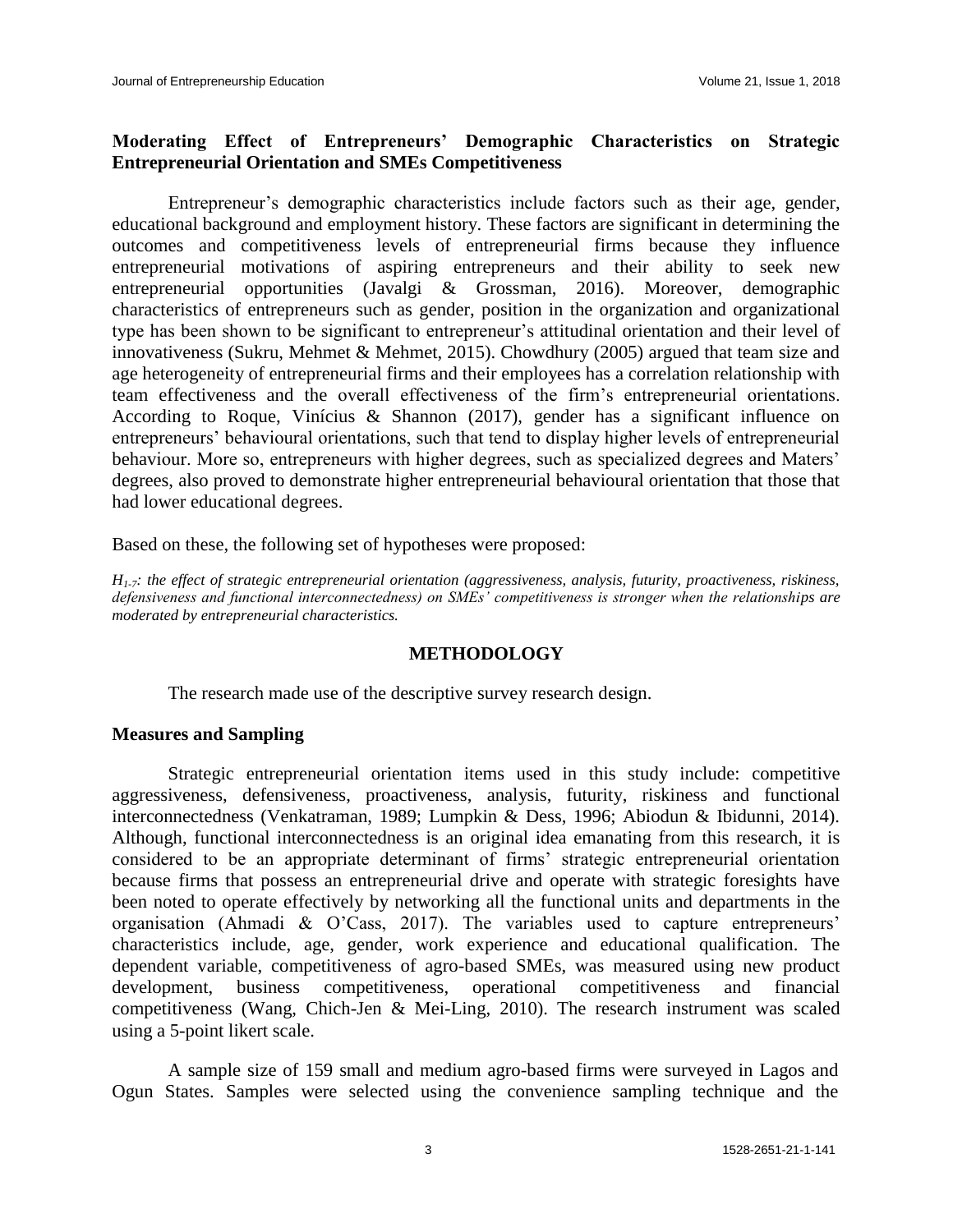## Moderating Effect of Entrepreneurs' Demographic Characteristics on Strategic Entrepreneurial Orientation and SMEs Competitiveness

Entrepreneur's demographic characteristics include factors such as their age, gender, educational background and employment history. These factors are significant in determining the outcomes and competitiveness levels of entrepreneurial firms because they influence entrepreneurial motivations of aspiring entrepreneurs and their ability to seek new entrepreneurial opportunities (Javalgi & Grossman, 2016). Moreover, demographic characteristics of entrepreneurs such as gender, position in the organization and organizational type has been shown to be significant to entrepreneur's attitudinal orientation and their level of innovativeness (Sukru, Mehmet & Mehmet, 2015). Chowdhury (2005) argued that team size and age heterogeneity of entrepreneurial firms and their employees has a correlation relationship with team effectiveness and the overall effectiveness of the firm's entrepreneurial orientations. According to Roque, Vinícius & Shannon (2017), gender has a significant influence on entrepreneurs' behavioural orientations, such that tend to display higher levels of entrepreneurial behaviour. More so, entrepreneurs with higher degrees, such as specialized degrees and Maters' degrees, also proved to demonstrate higher entrepreneurial behavioural orientation that those that had lower educational degrees.

Based on these, the following set of hypotheses were proposed:

*$H_{1-7}$: the effect of strategic entrepreneurial orientation (aggressiveness, analysis, futurity, proactiveness, riskiness, defensiveness and functional interconnectedness) on SMEs' competitiveness is stronger when the relationships are moderated by entrepreneurial characteristics.*

# METHODOLOGY

The research made use of the descriptive survey research design.

## Measures and Sampling

Strategic entrepreneurial orientation items used in this study include: competitive aggressiveness, defensiveness, proactiveness, analysis, futurity, riskiness and functional interconnectedness (Venkatraman, 1989; Lumpkin & Dess, 1996; Abiodun & Ibidunni, 2014). Although, functional interconnectedness is an original idea emanating from this research, it is considered to be an appropriate determinant of firms' strategic entrepreneurial orientation because firms that possess an entrepreneurial drive and operate with strategic foresights have been noted to operate effectively by networking all the functional units and departments in the organisation (Ahmadi & O'Cass, 2017). The variables used to capture entrepreneurs' characteristics include, age, gender, work experience and educational qualification. The dependent variable, competitiveness of agro-based SMEs, was measured using new product development, business competitiveness, operational competitiveness and financial competitiveness (Wang, Chich-Jen & Mei-Ling, 2010). The research instrument was scaled using a 5-point likert scale.

A sample size of 159 small and medium agro-based firms were surveyed in Lagos and Ogun States. Samples were selected using the convenience sampling technique and the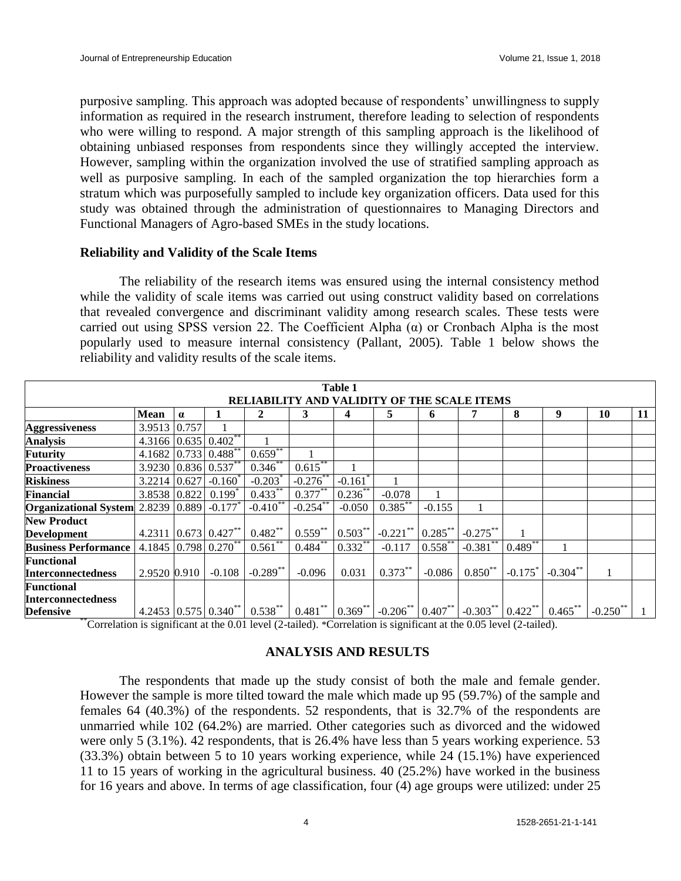purposive sampling. This approach was adopted because of respondents' unwillingness to supply information as required in the research instrument, therefore leading to selection of respondents who were willing to respond. A major strength of this sampling approach is the likelihood of obtaining unbiased responses from respondents since they willingly accepted the interview. However, sampling within the organization involved the use of stratified sampling approach as well as purposive sampling. In each of the sampled organization the top hierarchies form a stratum which was purposefully sampled to include key organization officers. Data used for this study was obtained through the administration of questionnaires to Managing Directors and Functional Managers of Agro-based SMEs in the study locations.

### Reliability and Validity of the Scale Items

The reliability of the research items was ensured using the internal consistency method while the validity of scale items was carried out using construct validity based on correlations that revealed convergence and discriminant validity among research scales. These tests were carried out using SPSS version 22. The Coefficient Alpha (α) or Cronbach Alpha is the most popularly used to measure internal consistency (Pallant, 2005). Table 1 below shows the reliability and validity results of the scale items.

**Table 1**
**RELIABILITY AND VALIDITY OF THE SCALE ITEMS**

| | Mean | α | 1 | 2 | 3 | 4 | 5 | 6 | 7 | 8 | 9 | 10 | 11 |
|---|---|---|---|---|---|---|---|---|---|---|---|---|---|
| **Aggressiveness** | 3.9513 | 0.757 | 1 | | | | | | | | | | |
| **Analysis** | 4.3166 | 0.635 | 0.402** | 1 | | | | | | | | | |
| **Futurity** | 4.1682 | 0.733 | 0.488** | 0.659** | 1 | | | | | | | | |
| **Proactiveness** | 3.9230 | 0.836 | 0.537** | 0.346** | 0.615** | 1 | | | | | | | |
| **Riskiness** | 3.2214 | 0.627 | -0.160* | -0.203* | -0.276** | -0.161* | 1 | | | | | | |
| **Financial** | 3.8538 | 0.822 | 0.199* | 0.433** | 0.377** | 0.236** | -0.078 | 1 | | | | | |
| **Organizational System** | 2.8239 | 0.889 | -0.177* | -0.410** | -0.254** | -0.050 | 0.385** | -0.155 | 1 | | | | |
| **New Product Development** | 4.2311 | 0.673 | 0.427** | 0.482** | 0.559** | 0.503** | -0.221** | 0.285** | -0.275** | 1 | | | |
| **Business Performance** | 4.1845 | 0.798 | 0.270** | 0.561** | 0.484** | 0.332** | -0.117 | 0.558** | -0.381** | 0.489** | 1 | | |
| **Functional Interconnectedness** | 2.9520 | 0.910 | -0.108 | -0.289** | -0.096 | 0.031 | 0.373** | -0.086 | 0.850** | -0.175* | -0.304** | 1 | |
| **Functional Interconnectedness Defensive** | 4.2453 | 0.575 | 0.340** | 0.538** | 0.481** | 0.369** | -0.206** | 0.407** | -0.303** | 0.422** | 0.465** | -0.250** | 1 |

**Correlation is significant at the 0.01 level (2-tailed). *Correlation is significant at the 0.05 level (2-tailed).

## ANALYSIS AND RESULTS

The respondents that made up the study consist of both the male and female gender. However the sample is more tilted toward the male which made up 95 (59.7%) of the sample and females 64 (40.3%) of the respondents. 52 respondents, that is 32.7% of the respondents are unmarried while 102 (64.2%) are married. Other categories such as divorced and the widowed were only 5 (3.1%). 42 respondents, that is 26.4% have less than 5 years working experience. 53 (33.3%) obtain between 5 to 10 years working experience, while 24 (15.1%) have experienced 11 to 15 years of working in the agricultural business. 40 (25.2%) have worked in the business for 16 years and above. In terms of age classification, four (4) age groups were utilized: under 25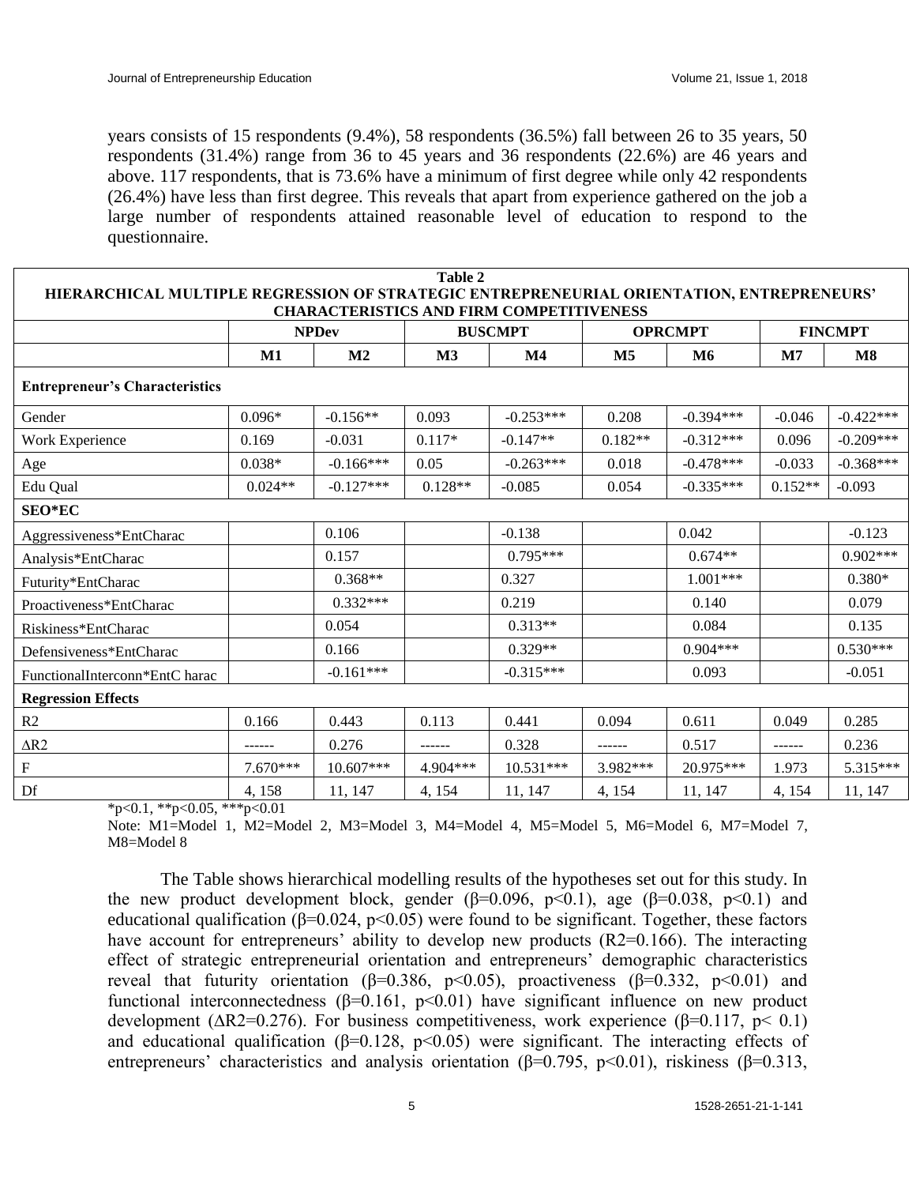years consists of 15 respondents (9.4%), 58 respondents (36.5%) fall between 26 to 35 years, 50 respondents (31.4%) range from 36 to 45 years and 36 respondents (22.6%) are 46 years and above. 117 respondents, that is 73.6% have a minimum of first degree while only 42 respondents (26.4%) have less than first degree. This reveals that apart from experience gathered on the job a large number of respondents attained reasonable level of education to respond to the questionnaire.

**Table 2**
**HIERARCHICAL MULTIPLE REGRESSION OF STRATEGIC ENTREPRENEURIAL ORIENTATION, ENTREPRENEURS' CHARACTERISTICS AND FIRM COMPETITIVENESS**

| | NPDev | | BUSCMPT | | OPRCMPT | | FINCMPT | |
|---|---|---|---|---|---|---|---|---|
| | **M1** | **M2** | **M3** | **M4** | **M5** | **M6** | **M7** | **M8** |
| **Entrepreneur's Characteristics** | | | | | | | | |
| Gender | 0.096* | -0.156** | 0.093 | -0.253*** | 0.208 | -0.394*** | -0.046 | -0.422*** |
| Work Experience | 0.169 | -0.031 | 0.117* | -0.147** | 0.182** | -0.312*** | 0.096 | -0.209*** |
| Age | 0.038* | -0.166*** | 0.05 | -0.263*** | 0.018 | -0.478*** | -0.033 | -0.368*** |
| Edu Qual | 0.024** | -0.127*** | 0.128** | -0.085 | 0.054 | -0.335*** | 0.152** | -0.093 |
| **SEO*EC** | | | | | | | | |
| Aggressiveness*EntCharac | | 0.106 | | -0.138 | | 0.042 | | -0.123 |
| Analysis*EntCharac | | 0.157 | | 0.795*** | | 0.674** | | 0.902*** |
| Futurity*EntCharac | | 0.368** | | 0.327 | | 1.001*** | | 0.380* |
| Proactiveness*EntCharac | | 0.332*** | | 0.219 | | 0.140 | | 0.079 |
| Riskiness*EntCharac | | 0.054 | | 0.313** | | 0.084 | | 0.135 |
| Defensiveness*EntCharac | | 0.166 | | 0.329** | | 0.904*** | | 0.530*** |
| FunctionalInterconn*EntC harac | | -0.161*** | | -0.315*** | | 0.093 | | -0.051 |
| **Regression Effects** | | | | | | | | |
| R2 | 0.166 | 0.443 | 0.113 | 0.441 | 0.094 | 0.611 | 0.049 | 0.285 |
| ΔR2 | ------ | 0.276 | ------ | 0.328 | ------ | 0.517 | ------ | 0.236 |
| F | 7.670*** | 10.607*** | 4.904*** | 10.531*** | 3.982*** | 20.975*** | 1.973 | 5.315*** |
| Df | 4, 158 | 11, 147 | 4, 154 | 11, 147 | 4, 154 | 11, 147 | 4, 154 | 11, 147 |

*p<0.1, **p<0.05, ***p<0.01

Note: M1=Model 1, M2=Model 2, M3=Model 3, M4=Model 4, M5=Model 5, M6=Model 6, M7=Model 7, M8=Model 8

The Table shows hierarchical modelling results of the hypotheses set out for this study. In the new product development block, gender (β=0.096, $p<0.1$), age (β=0.038, $p<0.1$) and educational qualification (β=0.024, $p<0.05$) were found to be significant. Together, these factors have account for entrepreneurs' ability to develop new products (R2=0.166). The interacting effect of strategic entrepreneurial orientation and entrepreneurs' demographic characteristics reveal that futurity orientation (β=0.386, $p<0.05$), proactiveness (β=0.332, $p<0.01$) and functional interconnectedness (β=0.161, $p<0.01$) have significant influence on new product development (ΔR2=0.276). For business competitiveness, work experience (β=0.117, $p< 0.1$) and educational qualification (β=0.128, $p<0.05$) were significant. The interacting effects of entrepreneurs' characteristics and analysis orientation (β=0.795, $p<0.01$), riskiness (β=0.313,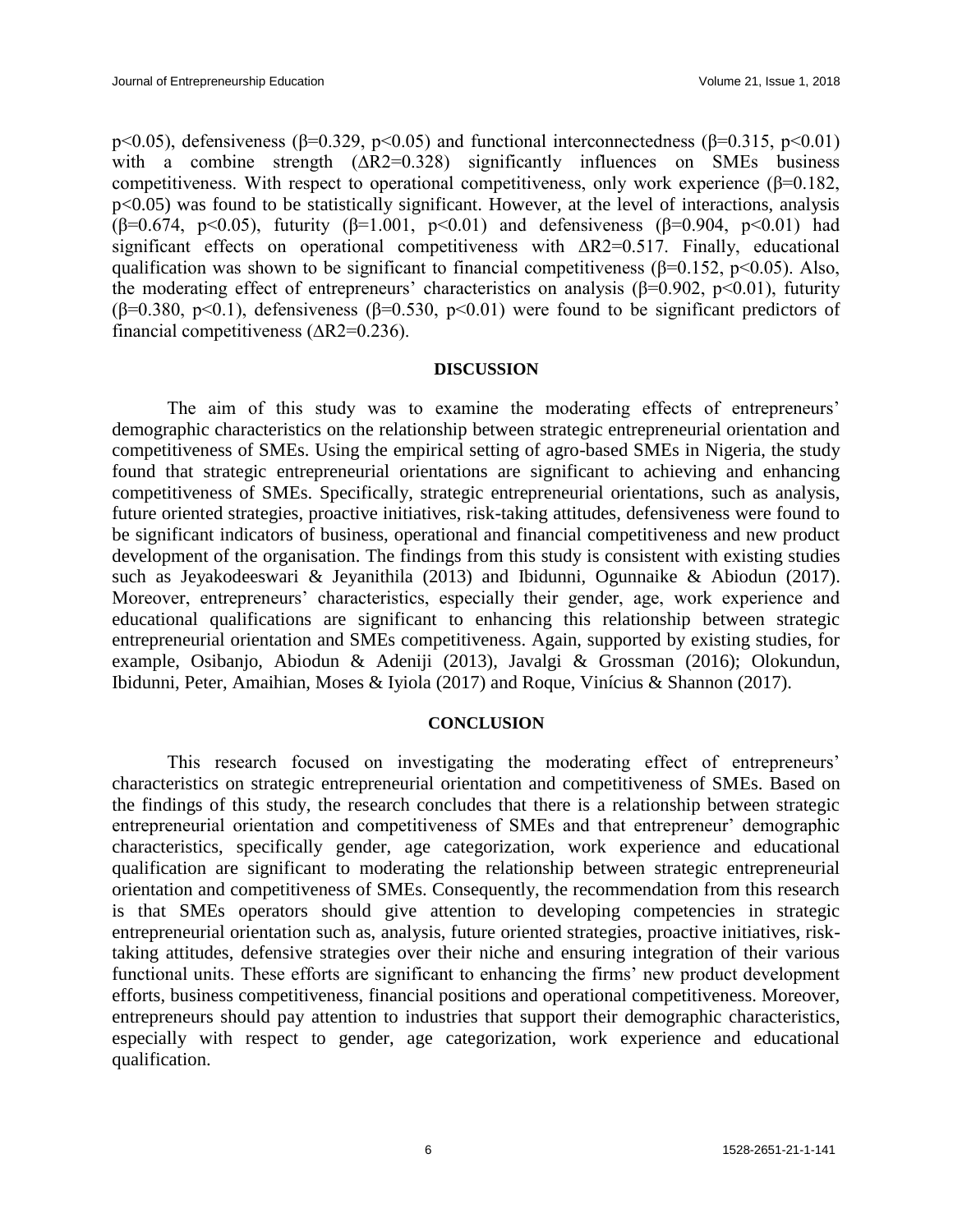$p<0.05$), defensiveness ($\beta=0.329$, $p<0.05$) and functional interconnectedness ($\beta=0.315$, $p<0.01$) with a combine strength ($\Delta R2=0.328$) significantly influences on SMEs business competitiveness. With respect to operational competitiveness, only work experience ($\beta=0.182$, $p<0.05$) was found to be statistically significant. However, at the level of interactions, analysis ($\beta=0.674$, $p<0.05$), futurity ($\beta=1.001$, $p<0.01$) and defensiveness ($\beta=0.904$, $p<0.01$) had significant effects on operational competitiveness with $\Delta R2=0.517$. Finally, educational qualification was shown to be significant to financial competitiveness ($\beta=0.152$, $p<0.05$). Also, the moderating effect of entrepreneurs' characteristics on analysis ($\beta=0.902$, $p<0.01$), futurity ($\beta=0.380$, $p<0.1$), defensiveness ($\beta=0.530$, $p<0.01$) were found to be significant predictors of financial competitiveness ($\Delta R2=0.236$).

## DISCUSSION

The aim of this study was to examine the moderating effects of entrepreneurs' demographic characteristics on the relationship between strategic entrepreneurial orientation and competitiveness of SMEs. Using the empirical setting of agro-based SMEs in Nigeria, the study found that strategic entrepreneurial orientations are significant to achieving and enhancing competitiveness of SMEs. Specifically, strategic entrepreneurial orientations, such as analysis, future oriented strategies, proactive initiatives, risk-taking attitudes, defensiveness were found to be significant indicators of business, operational and financial competitiveness and new product development of the organisation. The findings from this study is consistent with existing studies such as Jeyakodeeswari & Jeyanithila (2013) and Ibidunni, Ogunnaike & Abiodun (2017). Moreover, entrepreneurs' characteristics, especially their gender, age, work experience and educational qualifications are significant to enhancing this relationship between strategic entrepreneurial orientation and SMEs competitiveness. Again, supported by existing studies, for example, Osibanjo, Abiodun & Adeniji (2013), Javalgi & Grossman (2016); Olokundun, Ibidunni, Peter, Amaihian, Moses & Iyiola (2017) and Roque, Vinícius & Shannon (2017).

## CONCLUSION

This research focused on investigating the moderating effect of entrepreneurs' characteristics on strategic entrepreneurial orientation and competitiveness of SMEs. Based on the findings of this study, the research concludes that there is a relationship between strategic entrepreneurial orientation and competitiveness of SMEs and that entrepreneur' demographic characteristics, specifically gender, age categorization, work experience and educational qualification are significant to moderating the relationship between strategic entrepreneurial orientation and competitiveness of SMEs. Consequently, the recommendation from this research is that SMEs operators should give attention to developing competencies in strategic entrepreneurial orientation such as, analysis, future oriented strategies, proactive initiatives, risk-taking attitudes, defensive strategies over their niche and ensuring integration of their various functional units. These efforts are significant to enhancing the firms' new product development efforts, business competitiveness, financial positions and operational competitiveness. Moreover, entrepreneurs should pay attention to industries that support their demographic characteristics, especially with respect to gender, age categorization, work experience and educational qualification.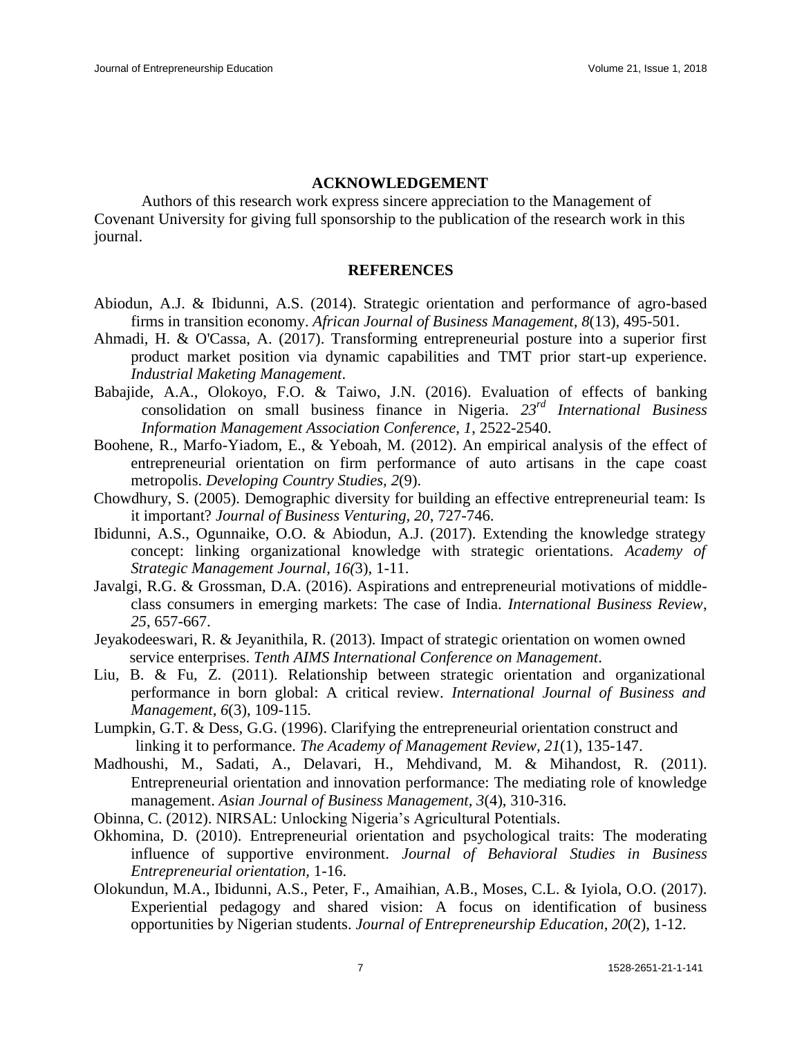## ACKNOWLEDGEMENT

Authors of this research work express sincere appreciation to the Management of Covenant University for giving full sponsorship to the publication of the research work in this journal.

## REFERENCES

Abiodun, A.J. & Ibidunni, A.S. (2014). Strategic orientation and performance of agro-based firms in transition economy. *African Journal of Business Management, 8*(13), 495-501.

Ahmadi, H. & O'Cassa, A. (2017). Transforming entrepreneurial posture into a superior first product market position via dynamic capabilities and TMT prior start-up experience. *Industrial Maketing Management*.

Babajide, A.A., Olokoyo, F.O. & Taiwo, J.N. (2016). Evaluation of effects of banking consolidation on small business finance in Nigeria. *23rd International Business Information Management Association Conference, 1*, 2522-2540.

Boohene, R., Marfo-Yiadom, E., & Yeboah, M. (2012). An empirical analysis of the effect of entrepreneurial orientation on firm performance of auto artisans in the cape coast metropolis. *Developing Country Studies, 2*(9).

Chowdhury, S. (2005). Demographic diversity for building an effective entrepreneurial team: Is it important? *Journal of Business Venturing, 20*, 727-746.

Ibidunni, A.S., Ogunnaike, O.O. & Abiodun, A.J. (2017). Extending the knowledge strategy concept: linking organizational knowledge with strategic orientations. *Academy of Strategic Management Journal*, *16(*3), 1-11.

Javalgi, R.G. & Grossman, D.A. (2016). Aspirations and entrepreneurial motivations of middle-class consumers in emerging markets: The case of India. *International Business Review*, *25*, 657-667.

Jeyakodeeswari, R. & Jeyanithila, R. (2013). Impact of strategic orientation on women owned service enterprises. *Tenth AIMS International Conference on Management*.

Liu, B. & Fu, Z. (2011). Relationship between strategic orientation and organizational performance in born global: A critical review. *International Journal of Business and Management*, *6*(3), 109-115.

Lumpkin, G.T. & Dess, G.G. (1996). Clarifying the entrepreneurial orientation construct and linking it to performance. *The Academy of Management Review*, *21*(1), 135-147.

Madhoushi, M., Sadati, A., Delavari, H., Mehdivand, M. & Mihandost, R. (2011). Entrepreneurial orientation and innovation performance: The mediating role of knowledge management. *Asian Journal of Business Management, 3*(4), 310-316.

Obinna, C. (2012). NIRSAL: Unlocking Nigeria's Agricultural Potentials.

Okhomina, D. (2010). Entrepreneurial orientation and psychological traits: The moderating influence of supportive environment. *Journal of Behavioral Studies in Business Entrepreneurial orientation,* 1-16.

Olokundun, M.A., Ibidunni, A.S., Peter, F., Amaihian, A.B., Moses, C.L. & Iyiola, O.O. (2017). Experiential pedagogy and shared vision: A focus on identification of business opportunities by Nigerian students. *Journal of Entrepreneurship Education*, *20*(2), 1-12.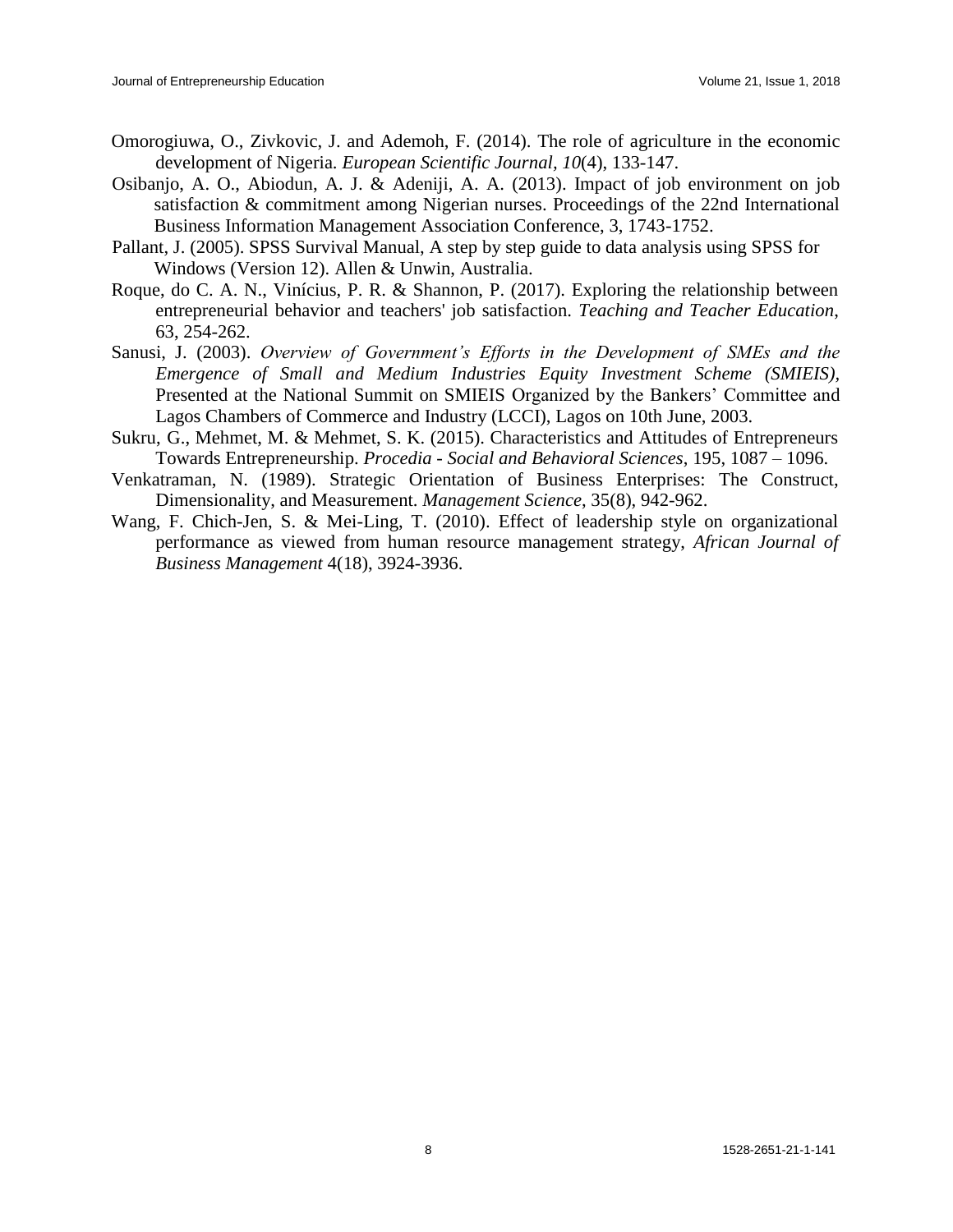Omorogiuwa, O., Zivkovic, J. and Ademoh, F. (2014). The role of agriculture in the economic development of Nigeria. *European Scientific Journal, 10*(4), 133-147.

Osibanjo, A. O., Abiodun, A. J. & Adeniji, A. A. (2013). Impact of job environment on job satisfaction & commitment among Nigerian nurses. Proceedings of the 22nd International Business Information Management Association Conference, 3, 1743-1752.

Pallant, J. (2005). SPSS Survival Manual, A step by step guide to data analysis using SPSS for Windows (Version 12). Allen & Unwin, Australia.

Roque, do C. A. N., Vinícius, P. R. & Shannon, P. (2017). Exploring the relationship between entrepreneurial behavior and teachers' job satisfaction. *Teaching and Teacher Education*, 63, 254-262.

Sanusi, J. (2003). *Overview of Government's Efforts in the Development of SMEs and the Emergence of Small and Medium Industries Equity Investment Scheme (SMIEIS)*, Presented at the National Summit on SMIEIS Organized by the Bankers' Committee and Lagos Chambers of Commerce and Industry (LCCI), Lagos on 10th June, 2003.

Sukru, G., Mehmet, M. & Mehmet, S. K. (2015). Characteristics and Attitudes of Entrepreneurs Towards Entrepreneurship. *Procedia - Social and Behavioral Sciences*, 195, 1087 – 1096.

Venkatraman, N. (1989). Strategic Orientation of Business Enterprises: The Construct, Dimensionality, and Measurement. *Management Science*, 35(8), 942-962.

Wang, F. Chich-Jen, S. & Mei-Ling, T. (2010). Effect of leadership style on organizational performance as viewed from human resource management strategy, *African Journal of Business Management* 4(18), 3924-3936.